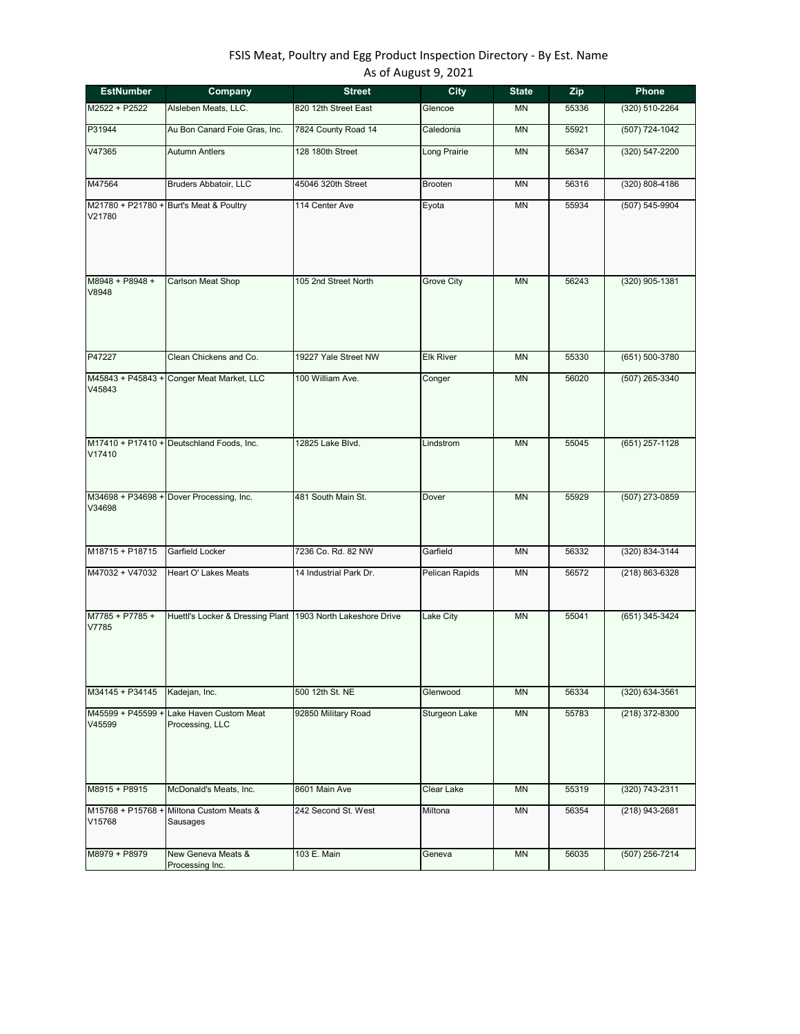# FSIS Meat, Poultry and Egg Product Inspection Directory - By Est. Name

As of August 9, 2021

| EstNumber | Company | Street | City | State | Zip | Phone |
|---|---|---|---|---|---|---|
| M2522 + P2522 | Alsleben Meats, LLC. | 820 12th Street East | Glencoe | MN | 55336 | (320) 510-2264 |
| P31944 | Au Bon Canard Foie Gras, Inc. | 7824 County Road 14 | Caledonia | MN | 55921 | (507) 724-1042 |
| V47365 | Autumn Antlers | 128 180th Street | Long Prairie | MN | 56347 | (320) 547-2200 |
| M47564 | Bruders Abbatoir, LLC | 45046 320th Street | Brooten | MN | 56316 | (320) 808-4186 |
| M21780 + P21780 + V21780 | Burt's Meat & Poultry | 114 Center Ave | Eyota | MN | 55934 | (507) 545-9904 |
| M8948 + P8948 + V8948 | Carlson Meat Shop | 105 2nd Street North | Grove City | MN | 56243 | (320) 905-1381 |
| P47227 | Clean Chickens and Co. | 19227 Yale Street NW | Elk River | MN | 55330 | (651) 500-3780 |
| M45843 + P45843 + V45843 | Conger Meat Market, LLC | 100 William Ave. | Conger | MN | 56020 | (507) 265-3340 |
| M17410 + P17410 + V17410 | Deutschland Foods, Inc. | 12825 Lake Blvd. | Lindstrom | MN | 55045 | (651) 257-1128 |
| M34698 + P34698 + V34698 | Dover Processing, Inc. | 481 South Main St. | Dover | MN | 55929 | (507) 273-0859 |
| M18715 + P18715 | Garfield Locker | 7236 Co. Rd. 82 NW | Garfield | MN | 56332 | (320) 834-3144 |
| M47032 + V47032 | Heart O' Lakes Meats | 14 Industrial Park Dr. | Pelican Rapids | MN | 56572 | (218) 863-6328 |
| M7785 + P7785 + V7785 | Huettl's Locker & Dressing Plant | 1903 North Lakeshore Drive | Lake City | MN | 55041 | (651) 345-3424 |
| M34145 + P34145 | Kadejan, Inc. | 500 12th St. NE | Glenwood | MN | 56334 | (320) 634-3561 |
| M45599 + P45599 + V45599 | Lake Haven Custom Meat Processing, LLC | 92850 Military Road | Sturgeon Lake | MN | 55783 | (218) 372-8300 |
| M8915 + P8915 | McDonald's Meats, Inc. | 8601 Main Ave | Clear Lake | MN | 55319 | (320) 743-2311 |
| M15768 + P15768 + V15768 | Miltona Custom Meats & Sausages | 242 Second St. West | Miltona | MN | 56354 | (218) 943-2681 |
| M8979 + P8979 | New Geneva Meats & Processing Inc. | 103 E. Main | Geneva | MN | 56035 | (507) 256-7214 |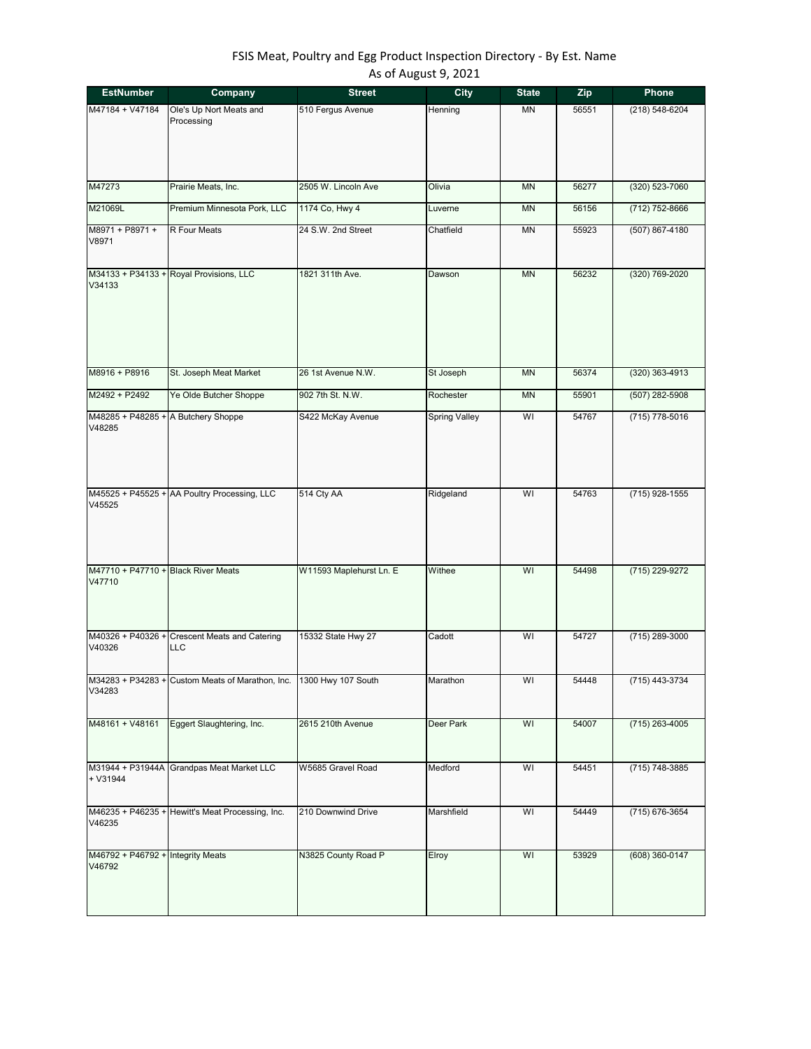FSIS Meat, Poultry and Egg Product Inspection Directory - By Est. Name
As of August 9, 2021

| EstNumber | Company | Street | City | State | Zip | Phone |
|---|---|---|---|---|---|---|
| M47184 + V47184 | Ole's Up Nort Meats and Processing | 510 Fergus Avenue | Henning | MN | 56551 | (218) 548-6204 |
| M47273 | Prairie Meats, Inc. | 2505 W. Lincoln Ave | Olivia | MN | 56277 | (320) 523-7060 |
| M21069L | Premium Minnesota Pork, LLC | 1174 Co, Hwy 4 | Luverne | MN | 56156 | (712) 752-8666 |
| M8971 + P8971 + V8971 | R Four Meats | 24 S.W. 2nd Street | Chatfield | MN | 55923 | (507) 867-4180 |
| M34133 + P34133 + V34133 | Royal Provisions, LLC | 1821 311th Ave. | Dawson | MN | 56232 | (320) 769-2020 |
| M8916 + P8916 | St. Joseph Meat Market | 26 1st Avenue N.W. | St Joseph | MN | 56374 | (320) 363-4913 |
| M2492 + P2492 | Ye Olde Butcher Shoppe | 902 7th St. N.W. | Rochester | MN | 55901 | (507) 282-5908 |
| M48285 + P48285 + V48285 | A Butchery Shoppe | S422 McKay Avenue | Spring Valley | WI | 54767 | (715) 778-5016 |
| M45525 + P45525 + V45525 | AA Poultry Processing, LLC | 514 Cty AA | Ridgeland | WI | 54763 | (715) 928-1555 |
| M47710 + P47710 + V47710 | Black River Meats | W11593 Maplehurst Ln. E | Withee | WI | 54498 | (715) 229-9272 |
| M40326 + P40326 + V40326 | Crescent Meats and Catering LLC | 15332 State Hwy 27 | Cadott | WI | 54727 | (715) 289-3000 |
| M34283 + P34283 + V34283 | Custom Meats of Marathon, Inc. | 1300 Hwy 107 South | Marathon | WI | 54448 | (715) 443-3734 |
| M48161 + V48161 | Eggert Slaughtering, Inc. | 2615 210th Avenue | Deer Park | WI | 54007 | (715) 263-4005 |
| M31944 + P31944A + V31944 | Grandpas Meat Market LLC | W5685 Gravel Road | Medford | WI | 54451 | (715) 748-3885 |
| M46235 + P46235 + V46235 | Hewitt's Meat Processing, Inc. | 210 Downwind Drive | Marshfield | WI | 54449 | (715) 676-3654 |
| M46792 + P46792 + V46792 | Integrity Meats | N3825 County Road P | Elroy | WI | 53929 | (608) 360-0147 |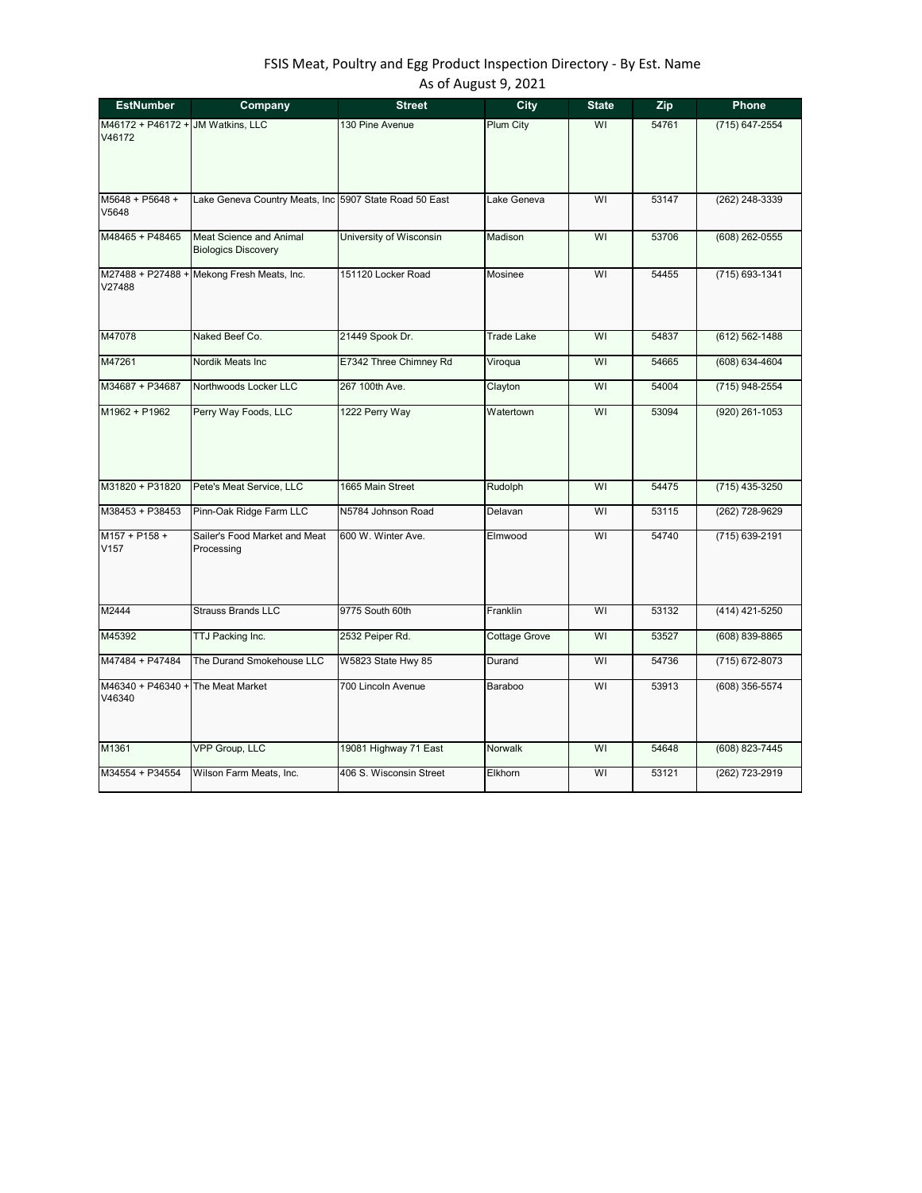FSIS Meat, Poultry and Egg Product Inspection Directory - By Est. Name
As of August 9, 2021

| EstNumber | Company | Street | City | State | Zip | Phone |
|---|---|---|---|---|---|---|
| M46172 + P46172 + V46172 | JM Watkins, LLC | 130 Pine Avenue | Plum City | WI | 54761 | (715) 647-2554 |
| M5648 + P5648 + V5648 | Lake Geneva Country Meats, Inc | 5907 State Road 50 East | Lake Geneva | WI | 53147 | (262) 248-3339 |
| M48465 + P48465 | Meat Science and Animal Biologics Discovery | University of Wisconsin | Madison | WI | 53706 | (608) 262-0555 |
| M27488 + P27488 + V27488 | Mekong Fresh Meats, Inc. | 151120 Locker Road | Mosinee | WI | 54455 | (715) 693-1341 |
| M47078 | Naked Beef Co. | 21449 Spook Dr. | Trade Lake | WI | 54837 | (612) 562-1488 |
| M47261 | Nordik Meats Inc | E7342 Three Chimney Rd | Viroqua | WI | 54665 | (608) 634-4604 |
| M34687 + P34687 | Northwoods Locker LLC | 267 100th Ave. | Clayton | WI | 54004 | (715) 948-2554 |
| M1962 + P1962 | Perry Way Foods, LLC | 1222 Perry Way | Watertown | WI | 53094 | (920) 261-1053 |
| M31820 + P31820 | Pete's Meat Service, LLC | 1665 Main Street | Rudolph | WI | 54475 | (715) 435-3250 |
| M38453 + P38453 | Pinn-Oak Ridge Farm LLC | N5784 Johnson Road | Delavan | WI | 53115 | (262) 728-9629 |
| M157 + P158 + V157 | Sailer's Food Market and Meat Processing | 600 W. Winter Ave. | Elmwood | WI | 54740 | (715) 639-2191 |
| M2444 | Strauss Brands LLC | 9775 South 60th | Franklin | WI | 53132 | (414) 421-5250 |
| M45392 | TTJ Packing Inc. | 2532 Peiper Rd. | Cottage Grove | WI | 53527 | (608) 839-8865 |
| M47484 + P47484 | The Durand Smokehouse LLC | W5823 State Hwy 85 | Durand | WI | 54736 | (715) 672-8073 |
| M46340 + P46340 + V46340 | The Meat Market | 700 Lincoln Avenue | Baraboo | WI | 53913 | (608) 356-5574 |
| M1361 | VPP Group, LLC | 19081 Highway 71 East | Norwalk | WI | 54648 | (608) 823-7445 |
| M34554 + P34554 | Wilson Farm Meats, Inc. | 406 S. Wisconsin Street | Elkhorn | WI | 53121 | (262) 723-2919 |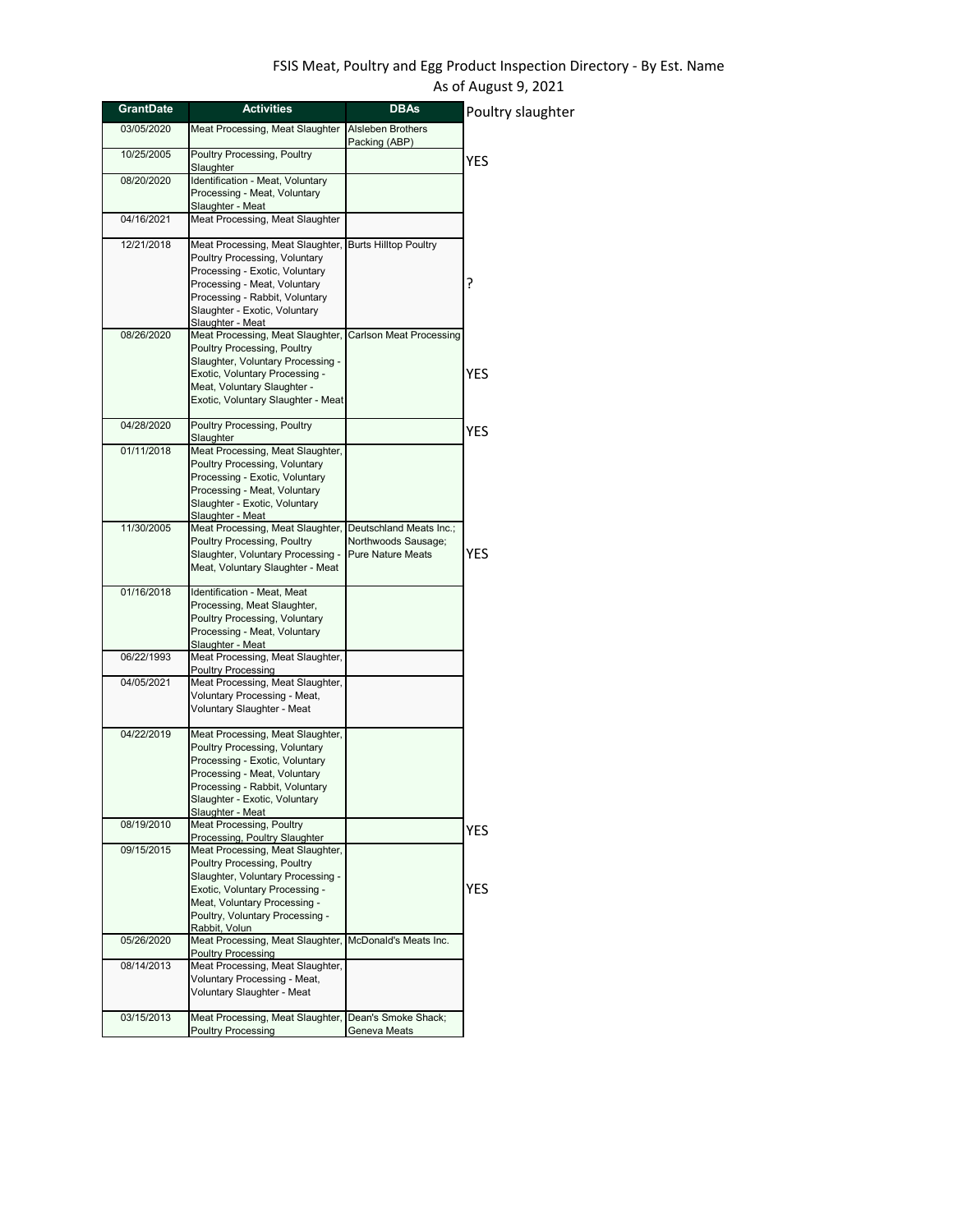# FSIS Meat, Poultry and Egg Product Inspection Directory - By Est. Name

As of August 9, 2021

| GrantDate | Activities | DBAs | Poultry slaughter |
|---|---|---|---|
| 03/05/2020 | Meat Processing, Meat Slaughter | Alsleben Brothers Packing (ABP) | |
| 10/25/2005 | Poultry Processing, Poultry Slaughter | | YES |
| 08/20/2020 | Identification - Meat, Voluntary Processing - Meat, Voluntary Slaughter - Meat | | |
| 04/16/2021 | Meat Processing, Meat Slaughter | | |
| 12/21/2018 | Meat Processing, Meat Slaughter, Poultry Processing, Voluntary Processing - Exotic, Voluntary Processing - Meat, Voluntary Processing - Rabbit, Voluntary Slaughter - Exotic, Voluntary Slaughter - Meat | Burts Hilltop Poultry | ? |
| 08/26/2020 | Meat Processing, Meat Slaughter, Poultry Processing, Poultry Slaughter, Voluntary Processing - Exotic, Voluntary Processing - Meat, Voluntary Slaughter - Exotic, Voluntary Slaughter - Meat | Carlson Meat Processing | YES |
| 04/28/2020 | Poultry Processing, Poultry Slaughter | | YES |
| 01/11/2018 | Meat Processing, Meat Slaughter, Poultry Processing, Voluntary Processing - Exotic, Voluntary Processing - Meat, Voluntary Slaughter - Exotic, Voluntary Slaughter - Meat | | |
| 11/30/2005 | Meat Processing, Meat Slaughter, Poultry Processing, Poultry Slaughter, Voluntary Processing - Meat, Voluntary Slaughter - Meat | Deutschland Meats Inc.; Northwoods Sausage; Pure Nature Meats | YES |
| 01/16/2018 | Identification - Meat, Meat Processing, Meat Slaughter, Poultry Processing, Voluntary Processing - Meat, Voluntary Slaughter - Meat | | |
| 06/22/1993 | Meat Processing, Meat Slaughter, Poultry Processing | | |
| 04/05/2021 | Meat Processing, Meat Slaughter, Voluntary Processing - Meat, Voluntary Slaughter - Meat | | |
| 04/22/2019 | Meat Processing, Meat Slaughter, Poultry Processing, Voluntary Processing - Exotic, Voluntary Processing - Meat, Voluntary Processing - Rabbit, Voluntary Slaughter - Exotic, Voluntary Slaughter - Meat | | |
| 08/19/2010 | Meat Processing, Poultry Processing, Poultry Slaughter | | YES |
| 09/15/2015 | Meat Processing, Meat Slaughter, Poultry Processing, Poultry Slaughter, Voluntary Processing - Exotic, Voluntary Processing - Meat, Voluntary Processing - Poultry, Voluntary Processing - Rabbit, Volun | | YES |
| 05/26/2020 | Meat Processing, Meat Slaughter, Poultry Processing | McDonald's Meats Inc. | |
| 08/14/2013 | Meat Processing, Meat Slaughter, Voluntary Processing - Meat, Voluntary Slaughter - Meat | | |
| 03/15/2013 | Meat Processing, Meat Slaughter, Poultry Processing | Dean's Smoke Shack; Geneva Meats | |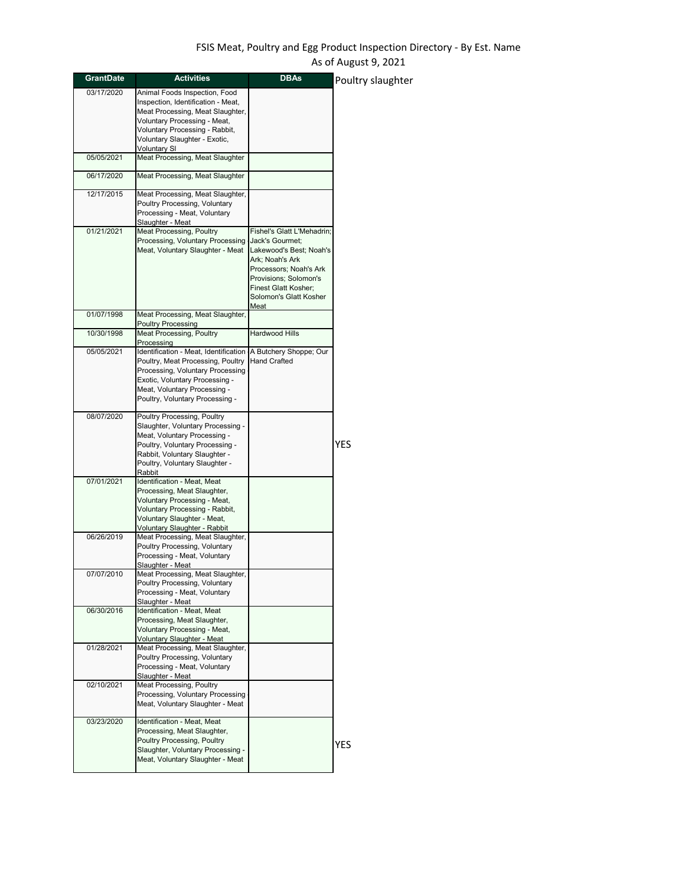# FSIS Meat, Poultry and Egg Product Inspection Directory - By Est. Name

As of August 9, 2021

| GrantDate | Activities | DBAs | Poultry slaughter |
|---|---|---|---|
| 03/17/2020 | Animal Foods Inspection, Food Inspection, Identification - Meat, Meat Processing, Meat Slaughter, Voluntary Processing - Meat, Voluntary Processing - Rabbit, Voluntary Slaughter - Exotic, Voluntary Sl | | |
| 05/05/2021 | Meat Processing, Meat Slaughter | | |
| 06/17/2020 | Meat Processing, Meat Slaughter | | |
| 12/17/2015 | Meat Processing, Meat Slaughter, Poultry Processing, Voluntary Processing - Meat, Voluntary Slaughter - Meat | | |
| 01/21/2021 | Meat Processing, Poultry Processing, Voluntary Processing Meat, Voluntary Slaughter - Meat | Fishel's Glatt L'Mehadrin; Jack's Gourmet; Lakewood's Best; Noah's Ark; Noah's Ark Processors; Noah's Ark Provisions; Solomon's Finest Glatt Kosher; Solomon's Glatt Kosher Meat | |
| 01/07/1998 | Meat Processing, Meat Slaughter, Poultry Processing | | |
| 10/30/1998 | Meat Processing, Poultry Processing | Hardwood Hills | |
| 05/05/2021 | Identification - Meat, Identification Poultry, Meat Processing, Poultry Processing, Voluntary Processing Exotic, Voluntary Processing - Meat, Voluntary Processing - Poultry, Voluntary Processing - | A Butchery Shoppe; Our Hand Crafted | |
| 08/07/2020 | Poultry Processing, Poultry Slaughter, Voluntary Processing - Meat, Voluntary Processing - Poultry, Voluntary Processing - Rabbit, Voluntary Slaughter - Poultry, Voluntary Slaughter - Rabbit | | YES |
| 07/01/2021 | Identification - Meat, Meat Processing, Meat Slaughter, Voluntary Processing - Meat, Voluntary Processing - Rabbit, Voluntary Slaughter - Meat, Voluntary Slaughter - Rabbit | | |
| 06/26/2019 | Meat Processing, Meat Slaughter, Poultry Processing, Voluntary Processing - Meat, Voluntary Slaughter - Meat | | |
| 07/07/2010 | Meat Processing, Meat Slaughter, Poultry Processing, Voluntary Processing - Meat, Voluntary Slaughter - Meat | | |
| 06/30/2016 | Identification - Meat, Meat Processing, Meat Slaughter, Voluntary Processing - Meat, Voluntary Slaughter - Meat | | |
| 01/28/2021 | Meat Processing, Meat Slaughter, Poultry Processing, Voluntary Processing - Meat, Voluntary Slaughter - Meat | | |
| 02/10/2021 | Meat Processing, Poultry Processing, Voluntary Processing Meat, Voluntary Slaughter - Meat | | |
| 03/23/2020 | Identification - Meat, Meat Processing, Meat Slaughter, Poultry Processing, Poultry Slaughter, Voluntary Processing - Meat, Voluntary Slaughter - Meat | | YES |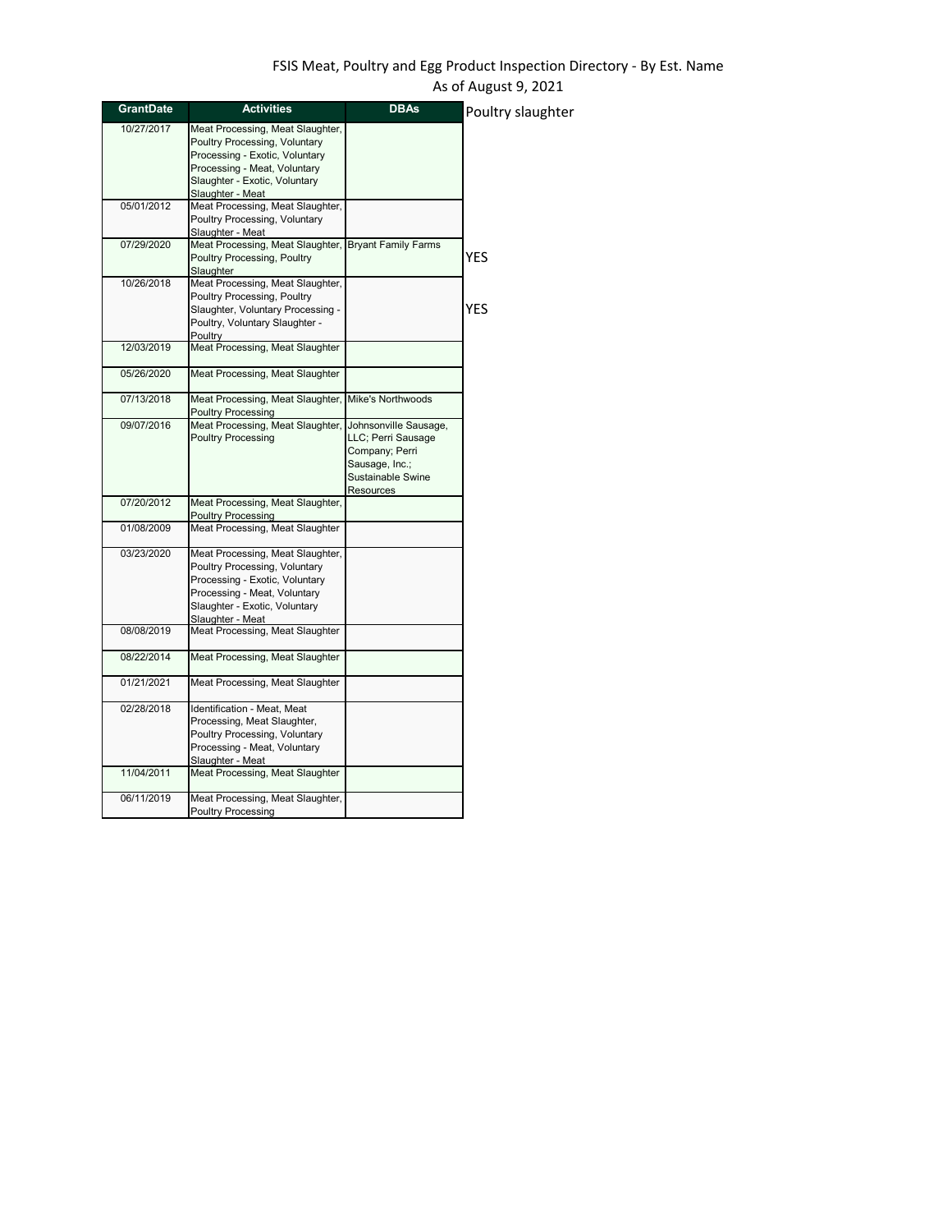FSIS Meat, Poultry and Egg Product Inspection Directory - By Est. Name

As of August 9, 2021

| GrantDate | Activities | DBAs | Poultry slaughter |
|---|---|---|---|
| 10/27/2017 | Meat Processing, Meat Slaughter, Poultry Processing, Voluntary Processing - Exotic, Voluntary Processing - Meat, Voluntary Slaughter - Exotic, Voluntary Slaughter - Meat | | |
| 05/01/2012 | Meat Processing, Meat Slaughter, Poultry Processing, Voluntary Slaughter - Meat | | |
| 07/29/2020 | Meat Processing, Meat Slaughter, Poultry Processing, Poultry Slaughter | Bryant Family Farms | YES |
| 10/26/2018 | Meat Processing, Meat Slaughter, Poultry Processing, Poultry Slaughter, Voluntary Processing - Poultry, Voluntary Slaughter - Poultry | | YES |
| 12/03/2019 | Meat Processing, Meat Slaughter | | |
| 05/26/2020 | Meat Processing, Meat Slaughter | | |
| 07/13/2018 | Meat Processing, Meat Slaughter, Poultry Processing | Mike's Northwoods | |
| 09/07/2016 | Meat Processing, Meat Slaughter, Poultry Processing | Johnsonville Sausage, LLC; Perri Sausage Company; Perri Sausage, Inc.; Sustainable Swine Resources | |
| 07/20/2012 | Meat Processing, Meat Slaughter, Poultry Processing | | |
| 01/08/2009 | Meat Processing, Meat Slaughter | | |
| 03/23/2020 | Meat Processing, Meat Slaughter, Poultry Processing, Voluntary Processing - Exotic, Voluntary Processing - Meat, Voluntary Slaughter - Exotic, Voluntary Slaughter - Meat | | |
| 08/08/2019 | Meat Processing, Meat Slaughter | | |
| 08/22/2014 | Meat Processing, Meat Slaughter | | |
| 01/21/2021 | Meat Processing, Meat Slaughter | | |
| 02/28/2018 | Identification - Meat, Meat Processing, Meat Slaughter, Poultry Processing, Voluntary Processing - Meat, Voluntary Slaughter - Meat | | |
| 11/04/2011 | Meat Processing, Meat Slaughter | | |
| 06/11/2019 | Meat Processing, Meat Slaughter, Poultry Processing | | |